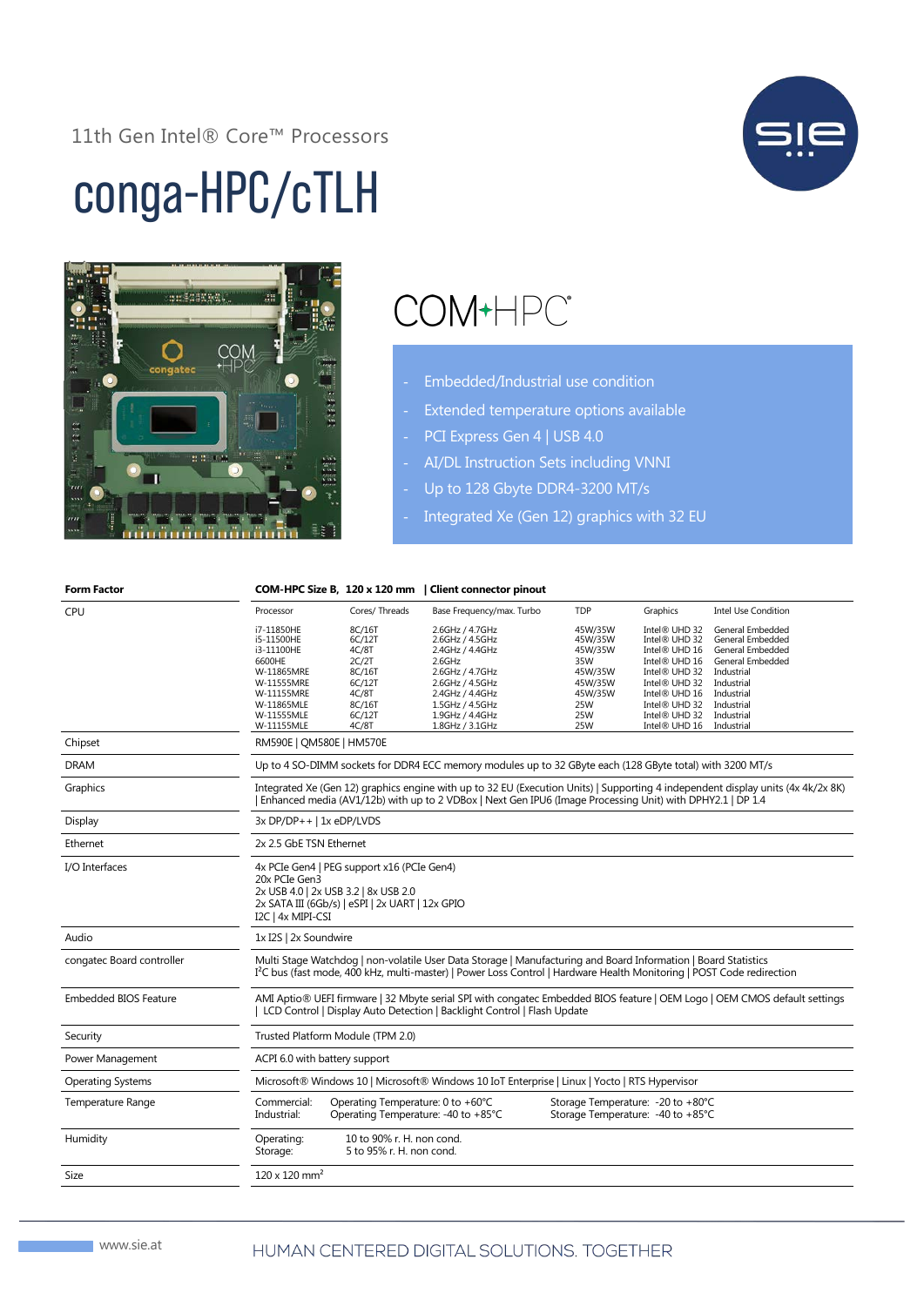11th Gen Intel® Core™ Processors

# conga-HPC/cTLH

COM-HPC

- Embedded/Industrial use condition
- Extended temperature options available
- PCI Express Gen 4 | USB 4.0
- AI/DL Instruction Sets including VNNI
- Up to 128 Gbyte DDR4-3200 MT/s
- Integrated Xe (Gen 12) graphics with 32 EU

| **Form Factor** | **COM-HPC Size B, 120 x 120 mm \| Client connector pinout** |
|---|---|
| CPU | see table below |
| Chipset | RM590E \| QM580E \| HM570E |
| DRAM | Up to 4 SO-DIMM sockets for DDR4 ECC memory modules up to 32 GByte each (128 GByte total) with 3200 MT/s |
| Graphics | Integrated Xe (Gen 12) graphics engine with up to 32 EU (Execution Units) \| Supporting 4 independent display units (4x 4k/2x 8K) \| Enhanced media (AV1/12b) with up to 2 VDBox \| Next Gen IPU6 (Image Processing Unit) with DPHY2.1 \| DP 1.4 |
| Display | 3x DP/DP++ \| 1x eDP/LVDS |
| Ethernet | 2x 2.5 GbE TSN Ethernet |
| I/O Interfaces | 4x PCIe Gen4 \| PEG support x16 (PCIe Gen4)<br>20x PCIe Gen3<br>2x USB 4.0 \| 2x USB 3.2 \| 8x USB 2.0<br>2x SATA III (6Gb/s) \| eSPI \| 2x UART \| 12x GPIO<br>I2C \| 4x MIPI-CSI |
| Audio | 1x I2S \| 2x Soundwire |
| congatec Board controller | Multi Stage Watchdog \| non-volatile User Data Storage \| Manufacturing and Board Information \| Board Statistics<br>I²C bus (fast mode, 400 kHz, multi-master) \| Power Loss Control \| Hardware Health Monitoring \| POST Code redirection |
| Embedded BIOS Feature | AMI Aptio® UEFI firmware \| 32 Mbyte serial SPI with congatec Embedded BIOS feature \| OEM Logo \| OEM CMOS default settings \| LCD Control \| Display Auto Detection \| Backlight Control \| Flash Update |
| Security | Trusted Platform Module (TPM 2.0) |
| Power Management | ACPI 6.0 with battery support |
| Operating Systems | Microsoft® Windows 10 \| Microsoft® Windows 10 IoT Enterprise \| Linux \| Yocto \| RTS Hypervisor |
| Temperature Range | Commercial: Operating Temperature: 0 to +60°C; Storage Temperature: -20 to +80°C<br>Industrial: Operating Temperature: -40 to +85°C; Storage Temperature: -40 to +85°C |
| Humidity | Operating: 10 to 90% r. H. non cond.<br>Storage: 5 to 95% r. H. non cond. |
| Size | 120 x 120 mm² |

**CPU**

| Processor | Cores/ Threads | Base Frequency/max. Turbo | TDP | Graphics | Intel Use Condition |
|---|---|---|---|---|---|
| i7-11850HE | 8C/16T | 2.6GHz / 4.7GHz | 45W/35W | Intel® UHD 32 | General Embedded |
| i5-11500HE | 6C/12T | 2.6GHz / 4.5GHz | 45W/35W | Intel® UHD 32 | General Embedded |
| i3-11100HE | 4C/8T | 2.4GHz / 4.4GHz | 45W/35W | Intel® UHD 16 | General Embedded |
| 6600HE | 2C/2T | 2.6GHz | 35W | Intel® UHD 16 | General Embedded |
| W-11865MRE | 8C/16T | 2.6GHz / 4.7GHz | 45W/35W | Intel® UHD 32 | Industrial |
| W-11555MRE | 6C/12T | 2.6GHz / 4.5GHz | 45W/35W | Intel® UHD 32 | Industrial |
| W-11155MRE | 4C/8T | 2.4GHz / 4.4GHz | 45W/35W | Intel® UHD 16 | Industrial |
| W-11865MLE | 8C/16T | 1.5GHz / 4.5GHz | 25W | Intel® UHD 32 | Industrial |
| W-11555MLE | 6C/12T | 1.9GHz / 4.4GHz | 25W | Intel® UHD 32 | Industrial |
| W-11155MLE | 4C/8T | 1.8GHz / 3.1GHz | 25W | Intel® UHD 16 | Industrial |

www.sie.at

HUMAN CENTERED DIGITAL SOLUTIONS. TOGETHER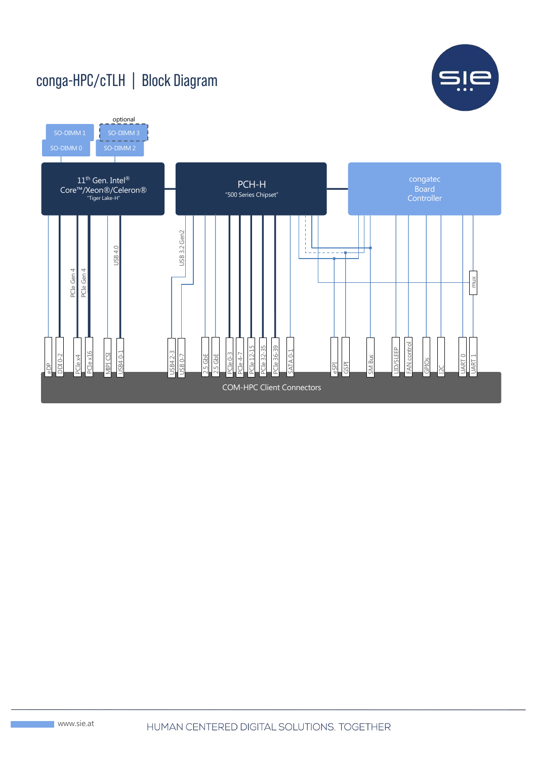# conga-HPC/cTLH | Block Diagram

optional

SO-DIMM 1 | SO-DIMM 3
SO-DIMM 0 | SO-DIMM 2

11th Gen. Intel® Core™/Xeon®/Celeron® "Tiger Lake-H"

PCH-H "500 Series Chipset"

congatec Board Controller

PCIe Gen 4

PCIe Gen 4

USB 4.0

USB 3.2 Gen2

mux

eDP, DDI 0-2, PCIe x4, PCIe x16, MIPI CSI, USB4 0-1, USB4 2-3, USB 0-7, 2.5 GbE, 2.5 GbE, PCIe 0-3, PCIe 4-7, PCIe 12-15, PCIe 32-35, PCIe 36-39, SATA 0-1, eSPI, GSPI, SM Bus, LID/SLEEP, FAN control, GPIOs, I2C, UART 0, UART 1

COM-HPC Client Connectors

www.sie.at

HUMAN CENTERED DIGITAL SOLUTIONS. TOGETHER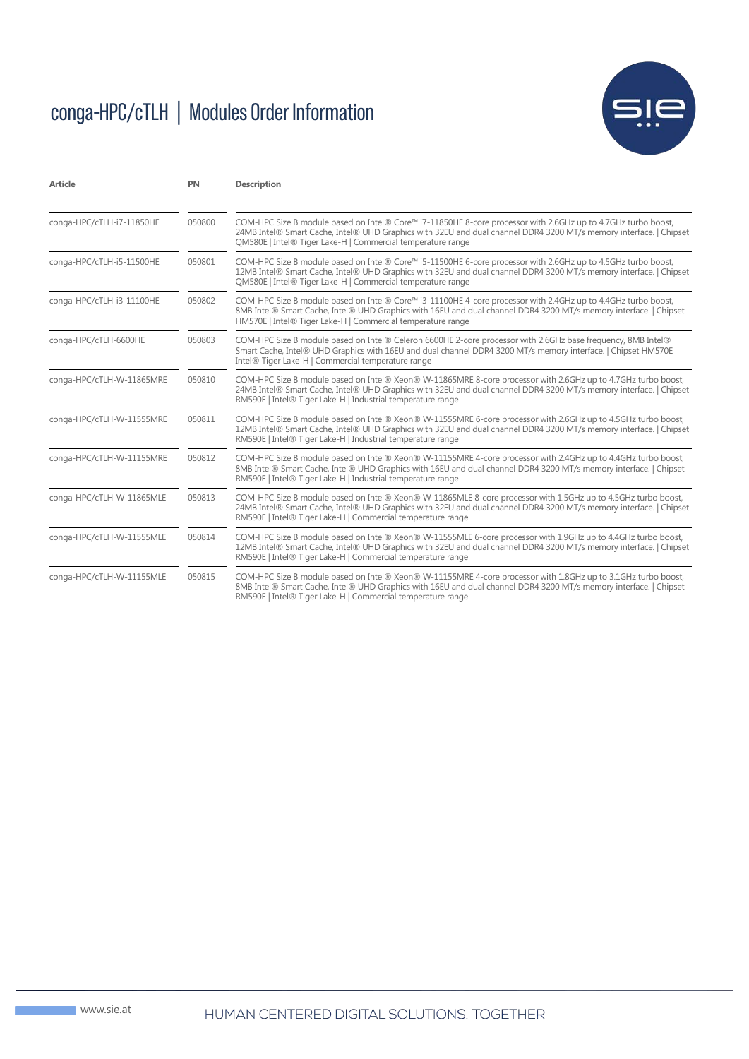# conga-HPC/cTLH | Modules Order Information

| Article | PN | Description |
|---|---|---|
| conga-HPC/cTLH-i7-11850HE | 050800 | COM-HPC Size B module based on Intel® Core™ i7-11850HE 8-core processor with 2.6GHz up to 4.7GHz turbo boost, 24MB Intel® Smart Cache, Intel® UHD Graphics with 32EU and dual channel DDR4 3200 MT/s memory interface. \| Chipset QM580E \| Intel® Tiger Lake-H \| Commercial temperature range |
| conga-HPC/cTLH-i5-11500HE | 050801 | COM-HPC Size B module based on Intel® Core™ i5-11500HE 6-core processor with 2.6GHz up to 4.5GHz turbo boost, 12MB Intel® Smart Cache, Intel® UHD Graphics with 32EU and dual channel DDR4 3200 MT/s memory interface. \| Chipset QM580E \| Intel® Tiger Lake-H \| Commercial temperature range |
| conga-HPC/cTLH-i3-11100HE | 050802 | COM-HPC Size B module based on Intel® Core™ i3-11100HE 4-core processor with 2.4GHz up to 4.4GHz turbo boost, 8MB Intel® Smart Cache, Intel® UHD Graphics with 16EU and dual channel DDR4 3200 MT/s memory interface. \| Chipset HM570E \| Intel® Tiger Lake-H \| Commercial temperature range |
| conga-HPC/cTLH-6600HE | 050803 | COM-HPC Size B module based on Intel® Celeron 6600HE 2-core processor with 2.6GHz base frequency, 8MB Intel® Smart Cache, Intel® UHD Graphics with 16EU and dual channel DDR4 3200 MT/s memory interface. \| Chipset HM570E \| Intel® Tiger Lake-H \| Commercial temperature range |
| conga-HPC/cTLH-W-11865MRE | 050810 | COM-HPC Size B module based on Intel® Xeon® W-11865MRE 8-core processor with 2.6GHz up to 4.7GHz turbo boost, 24MB Intel® Smart Cache, Intel® UHD Graphics with 32EU and dual channel DDR4 3200 MT/s memory interface. \| Chipset RM590E \| Intel® Tiger Lake-H \| Industrial temperature range |
| conga-HPC/cTLH-W-11555MRE | 050811 | COM-HPC Size B module based on Intel® Xeon® W-11555MRE 6-core processor with 2.6GHz up to 4.5GHz turbo boost, 12MB Intel® Smart Cache, Intel® UHD Graphics with 32EU and dual channel DDR4 3200 MT/s memory interface. \| Chipset RM590E \| Intel® Tiger Lake-H \| Industrial temperature range |
| conga-HPC/cTLH-W-11155MRE | 050812 | COM-HPC Size B module based on Intel® Xeon® W-11155MRE 4-core processor with 2.4GHz up to 4.4GHz turbo boost, 8MB Intel® Smart Cache, Intel® UHD Graphics with 16EU and dual channel DDR4 3200 MT/s memory interface. \| Chipset RM590E \| Intel® Tiger Lake-H \| Industrial temperature range |
| conga-HPC/cTLH-W-11865MLE | 050813 | COM-HPC Size B module based on Intel® Xeon® W-11865MLE 8-core processor with 1.5GHz up to 4.5GHz turbo boost, 24MB Intel® Smart Cache, Intel® UHD Graphics with 32EU and dual channel DDR4 3200 MT/s memory interface. \| Chipset RM590E \| Intel® Tiger Lake-H \| Commercial temperature range |
| conga-HPC/cTLH-W-11555MLE | 050814 | COM-HPC Size B module based on Intel® Xeon® W-11555MLE 6-core processor with 1.9GHz up to 4.4GHz turbo boost, 12MB Intel® Smart Cache, Intel® UHD Graphics with 32EU and dual channel DDR4 3200 MT/s memory interface. \| Chipset RM590E \| Intel® Tiger Lake-H \| Commercial temperature range |
| conga-HPC/cTLH-W-11155MLE | 050815 | COM-HPC Size B module based on Intel® Xeon® W-11155MLE 4-core processor with 1.8GHz up to 3.1GHz turbo boost, 8MB Intel® Smart Cache, Intel® UHD Graphics with 16EU and dual channel DDR4 3200 MT/s memory interface. \| Chipset RM590E \| Intel® Tiger Lake-H \| Commercial temperature range |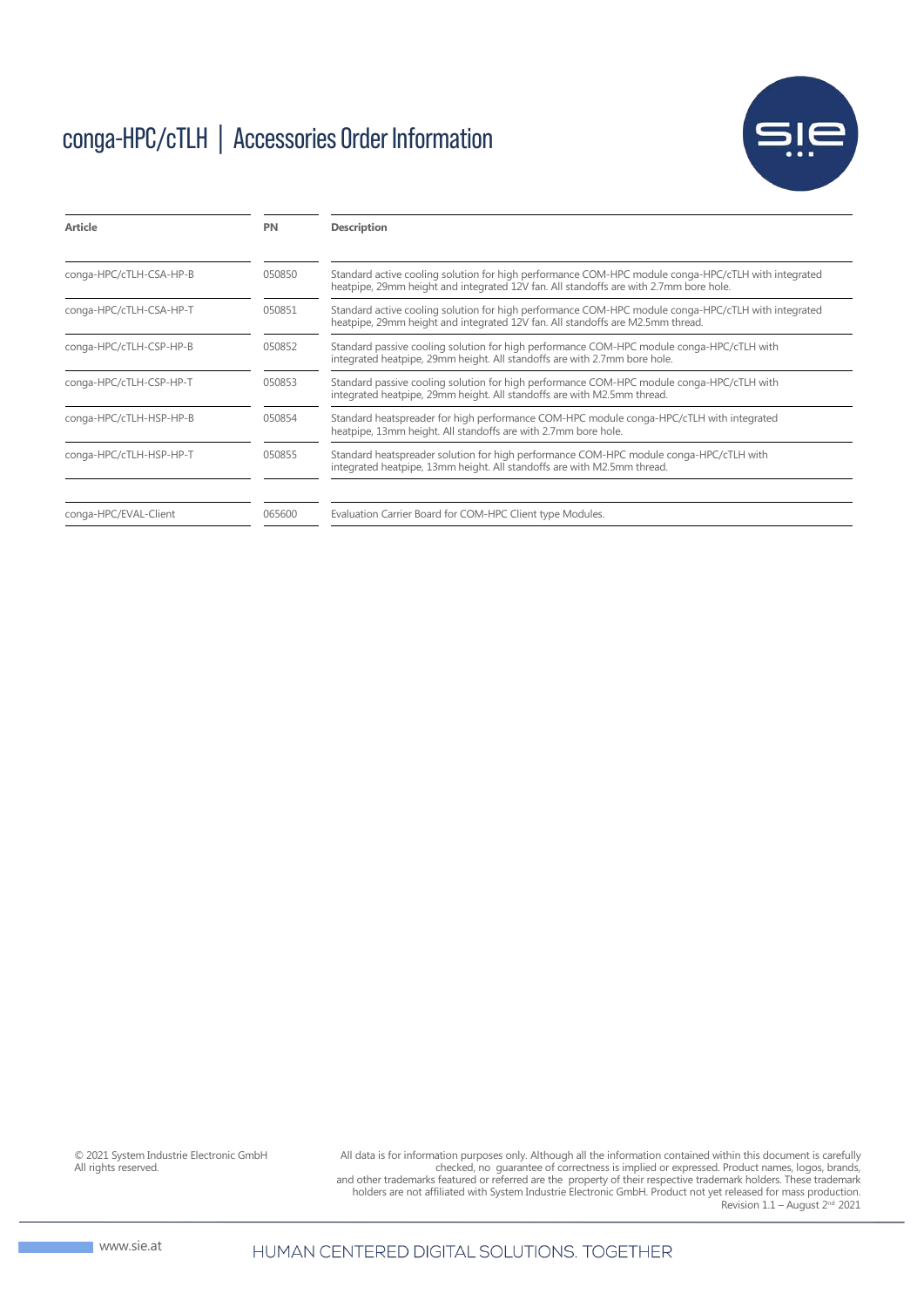# conga-HPC/cTLH | Accessories Order Information

| Article | PN | Description |
| --- | --- | --- |
| conga-HPC/cTLH-CSA-HP-B | 050850 | Standard active cooling solution for high performance COM-HPC module conga-HPC/cTLH with integrated heatpipe, 29mm height and integrated 12V fan. All standoffs are with 2.7mm bore hole. |
| conga-HPC/cTLH-CSA-HP-T | 050851 | Standard active cooling solution for high performance COM-HPC module conga-HPC/cTLH with integrated heatpipe, 29mm height and integrated 12V fan. All standoffs are M2.5mm thread. |
| conga-HPC/cTLH-CSP-HP-B | 050852 | Standard passive cooling solution for high performance COM-HPC module conga-HPC/cTLH with integrated heatpipe, 29mm height. All standoffs are with 2.7mm bore hole. |
| conga-HPC/cTLH-CSP-HP-T | 050853 | Standard passive cooling solution for high performance COM-HPC module conga-HPC/cTLH with integrated heatpipe, 29mm height. All standoffs are with M2.5mm thread. |
| conga-HPC/cTLH-HSP-HP-B | 050854 | Standard heatspreader for high performance COM-HPC module conga-HPC/cTLH with integrated heatpipe, 13mm height. All standoffs are with 2.7mm bore hole. |
| conga-HPC/cTLH-HSP-HP-T | 050855 | Standard heatspreader solution for high performance COM-HPC module conga-HPC/cTLH with integrated heatpipe, 13mm height. All standoffs are with M2.5mm thread. |
| conga-HPC/EVAL-Client | 065600 | Evaluation Carrier Board for COM-HPC Client type Modules. |

© 2021 System Industrie Electronic GmbH
All rights reserved.

All data is for information purposes only. Although all the information contained within this document is carefully checked, no guarantee of correctness is implied or expressed. Product names, logos, brands, and other trademarks featured or referred are the property of their respective trademark holders. These trademark holders are not affiliated with System Industrie Electronic GmbH. Product not yet released for mass production.
Revision 1.1 – August 2nd 2021

www.sie.at

HUMAN CENTERED DIGITAL SOLUTIONS. TOGETHER